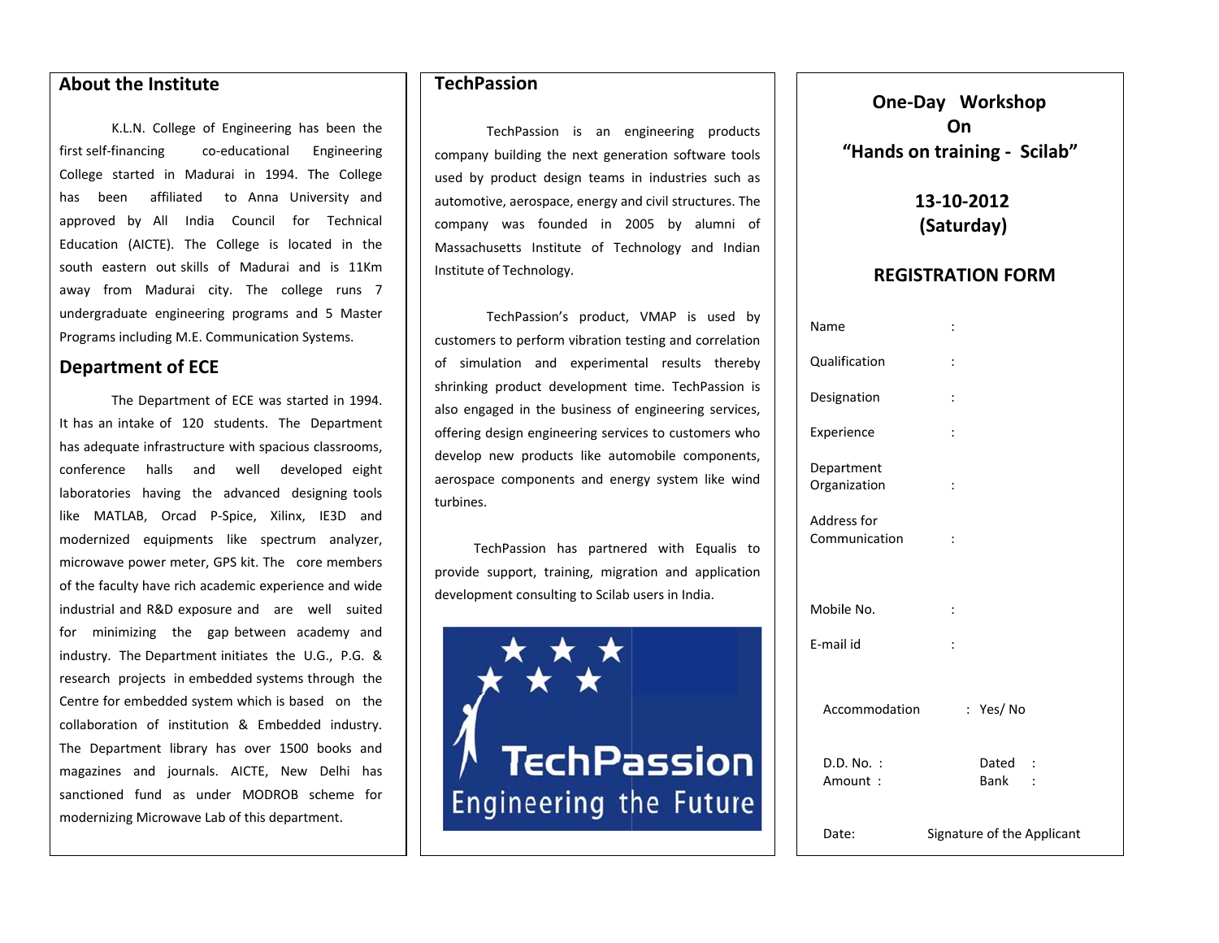## About the Institute

K.L.N. College of Engineering has been the first self-financing co-educational Engineering College started in Madurai in 1994. The College has been affiliated to Anna University and approved by All India Council for Technical Education (AICTE). The College is located in the south eastern out skills of Madurai and is 11Km away from Madurai city. The college runs 7 undergraduate engineering programs and 5 Master Programs including M.E. Communication Systems.

## Department of ECE

The Department of ECE was started in 1994. It has an intake of 120 students. The Department has adequate infrastructure with spacious classrooms, conference halls and well developed eight laboratories having the advanced designing tools like MATLAB, Orcad P-Spice, Xilinx, IE3D and modernized equipments like spectrum analyzer, microwave power meter, GPS kit. The core members of the faculty have rich academic experience and wide industrial and R&D exposure and are well suited for minimizing the gap between academy and industry. The Department initiates the U.G., P.G. & research projects in embedded systems through the Centre for embedded system which is based on the collaboration of institution & Embedded industry. The Department library has over 1500 books and magazines and journals. AICTE, New Delhi has sanctioned fund as under MODROB scheme for modernizing Microwave Lab of this department.

## TechPassion

TechPassion is an engineering products company building the next generation software tools used by product design teams in industries such as automotive, aerospace, energy and civil structures. The company was founded in 2005 by alumni of Massachusetts Institute of Technology and Indian Institute of Technology.

TechPassion's product, VMAP is used by customers to perform vibration testing and correlation of simulation and experimental results thereby shrinking product development time. TechPassion is also engaged in the business of engineering services, offering design engineering services to customers who develop new products like automobile components, aerospace components and energy system like wind turbines.

TechPassion has partnered with Equalis to provide support, training, migration and application development consulting to Scilab users in India.

TechPassion
Engineering the Future

# One-Day Workshop On "Hands on training - Scilab"

**13-10-2012 (Saturday)**

## REGISTRATION FORM

Name :

Qualification :

Designation :

Experience :

Department Organization :

Address for Communication :

Mobile No. :

E-mail id :

Accommodation : Yes/ No

D.D. No. : Dated :

Amount : Bank :

Date: Signature of the Applicant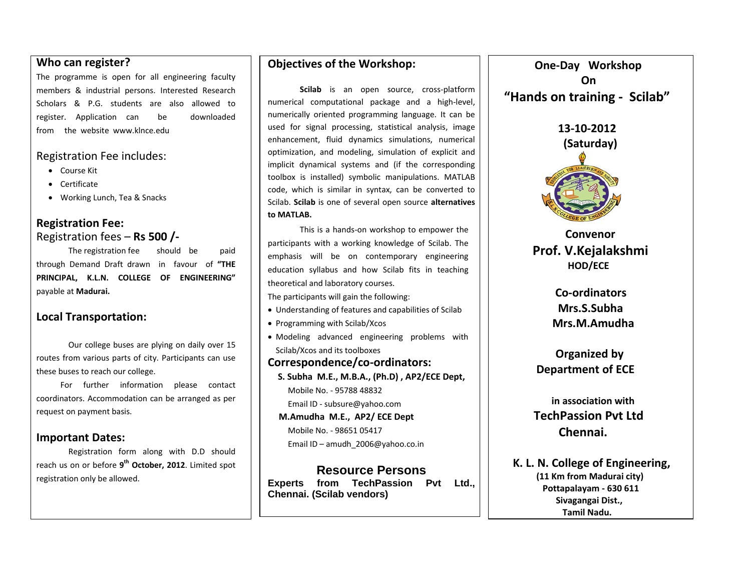## Who can register?

The programme is open for all engineering faculty members & industrial persons. Interested Research Scholars & P.G. students are also allowed to register. Application can be downloaded from the website www.klnce.edu

### Registration Fee includes:

- Course Kit
- Certificate
- Working Lunch, Tea & Snacks

## Registration Fee:

Registration fees – **Rs 500 /-**

The registration fee should be paid through Demand Draft drawn in favour of **"THE PRINCIPAL, K.L.N. COLLEGE OF ENGINEERING"** payable at **Madurai.**

## Local Transportation:

Our college buses are plying on daily over 15 routes from various parts of city. Participants can use these buses to reach our college.

For further information please contact coordinators. Accommodation can be arranged as per request on payment basis.

## Important Dates:

Registration form along with D.D should reach us on or before **9th October, 2012**. Limited spot registration only be allowed.

## Objectives of the Workshop:

**Scilab** is an open source, cross-platform numerical computational package and a high-level, numerically oriented programming language. It can be used for signal processing, statistical analysis, image enhancement, fluid dynamics simulations, numerical optimization, and modeling, simulation of explicit and implicit dynamical systems and (if the corresponding toolbox is installed) symbolic manipulations. MATLAB code, which is similar in syntax, can be converted to Scilab. **Scilab** is one of several open source **alternatives to MATLAB.**

This is a hands-on workshop to empower the participants with a working knowledge of Scilab. The emphasis will be on contemporary engineering education syllabus and how Scilab fits in teaching theoretical and laboratory courses.

The participants will gain the following:

- Understanding of features and capabilities of Scilab
- Programming with Scilab/Xcos
- Modeling advanced engineering problems with Scilab/Xcos and its toolboxes

## Correspondence/co-ordinators:

**S. Subha M.E., M.B.A., (Ph.D) , AP2/ECE Dept,**
Mobile No. - 95788 48832
Email ID - subsure@yahoo.com

**M.Amudha M.E., AP2/ ECE Dept**
Mobile No. - 98651 05417
Email ID – amudh_2006@yahoo.co.in

## Resource Persons

**Experts from TechPassion Pvt Ltd., Chennai. (Scilab vendors)**

# One-Day Workshop On "Hands on training - Scilab"

**13-10-2012 (Saturday)**

**Convenor**
**Prof. V.Kejalakshmi**
**HOD/ECE**

**Co-ordinators**
**Mrs.S.Subha**
**Mrs.M.Amudha**

**Organized by**
**Department of ECE**

**in association with**
**TechPassion Pvt Ltd**
**Chennai.**

**K. L. N. College of Engineering,**
**(11 Km from Madurai city)**
**Pottapalayam - 630 611**
**Sivagangai Dist.,**
**Tamil Nadu.**